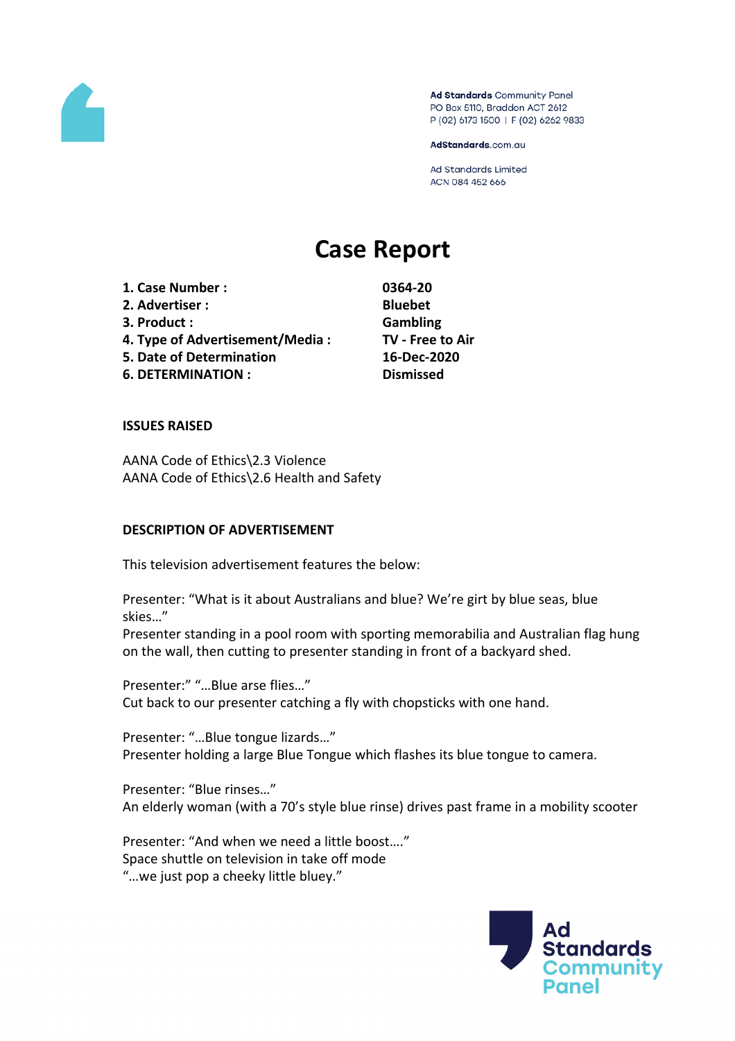Ad Standards Community Panel
PO Box 5110, Braddon ACT 2612
P (02) 6173 1500 | F (02) 6262 9833

AdStandards.com.au

Ad Standards Limited
ACN 084 452 666

# Case Report

| | |
|---|---|
| **1. Case Number :** | **0364-20** |
| **2. Advertiser :** | **Bluebet** |
| **3. Product :** | **Gambling** |
| **4. Type of Advertisement/Media :** | **TV - Free to Air** |
| **5. Date of Determination** | **16-Dec-2020** |
| **6. DETERMINATION :** | **Dismissed** |

**ISSUES RAISED**

AANA Code of Ethics\2.3 Violence
AANA Code of Ethics\2.6 Health and Safety

**DESCRIPTION OF ADVERTISEMENT**

This television advertisement features the below:

Presenter: "What is it about Australians and blue? We're girt by blue seas, blue skies…"
Presenter standing in a pool room with sporting memorabilia and Australian flag hung on the wall, then cutting to presenter standing in front of a backyard shed.

Presenter:" "…Blue arse flies…"
Cut back to our presenter catching a fly with chopsticks with one hand.

Presenter: "…Blue tongue lizards…"
Presenter holding a large Blue Tongue which flashes its blue tongue to camera.

Presenter: "Blue rinses…"
An elderly woman (with a 70's style blue rinse) drives past frame in a mobility scooter

Presenter: "And when we need a little boost…."
Space shuttle on television in take off mode
"…we just pop a cheeky little bluey."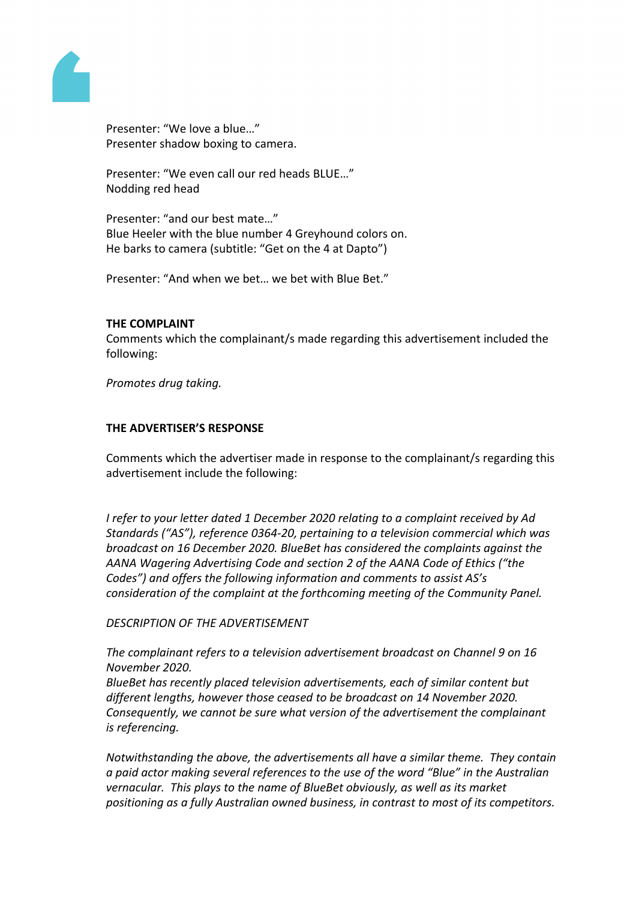Presenter: "We love a blue…"
Presenter shadow boxing to camera.

Presenter: "We even call our red heads BLUE…"
Nodding red head

Presenter: "and our best mate…"
Blue Heeler with the blue number 4 Greyhound colors on.
He barks to camera (subtitle: "Get on the 4 at Dapto")

Presenter: "And when we bet… we bet with Blue Bet."

**THE COMPLAINT**

Comments which the complainant/s made regarding this advertisement included the following:

*Promotes drug taking.*

**THE ADVERTISER'S RESPONSE**

Comments which the advertiser made in response to the complainant/s regarding this advertisement include the following:

*I refer to your letter dated 1 December 2020 relating to a complaint received by Ad Standards ("AS"), reference 0364-20, pertaining to a television commercial which was broadcast on 16 December 2020. BlueBet has considered the complaints against the AANA Wagering Advertising Code and section 2 of the AANA Code of Ethics ("the Codes") and offers the following information and comments to assist AS's consideration of the complaint at the forthcoming meeting of the Community Panel.*

*DESCRIPTION OF THE ADVERTISEMENT*

*The complainant refers to a television advertisement broadcast on Channel 9 on 16 November 2020.*
*BlueBet has recently placed television advertisements, each of similar content but different lengths, however those ceased to be broadcast on 14 November 2020. Consequently, we cannot be sure what version of the advertisement the complainant is referencing.*

*Notwithstanding the above, the advertisements all have a similar theme. They contain a paid actor making several references to the use of the word "Blue" in the Australian vernacular. This plays to the name of BlueBet obviously, as well as its market positioning as a fully Australian owned business, in contrast to most of its competitors.*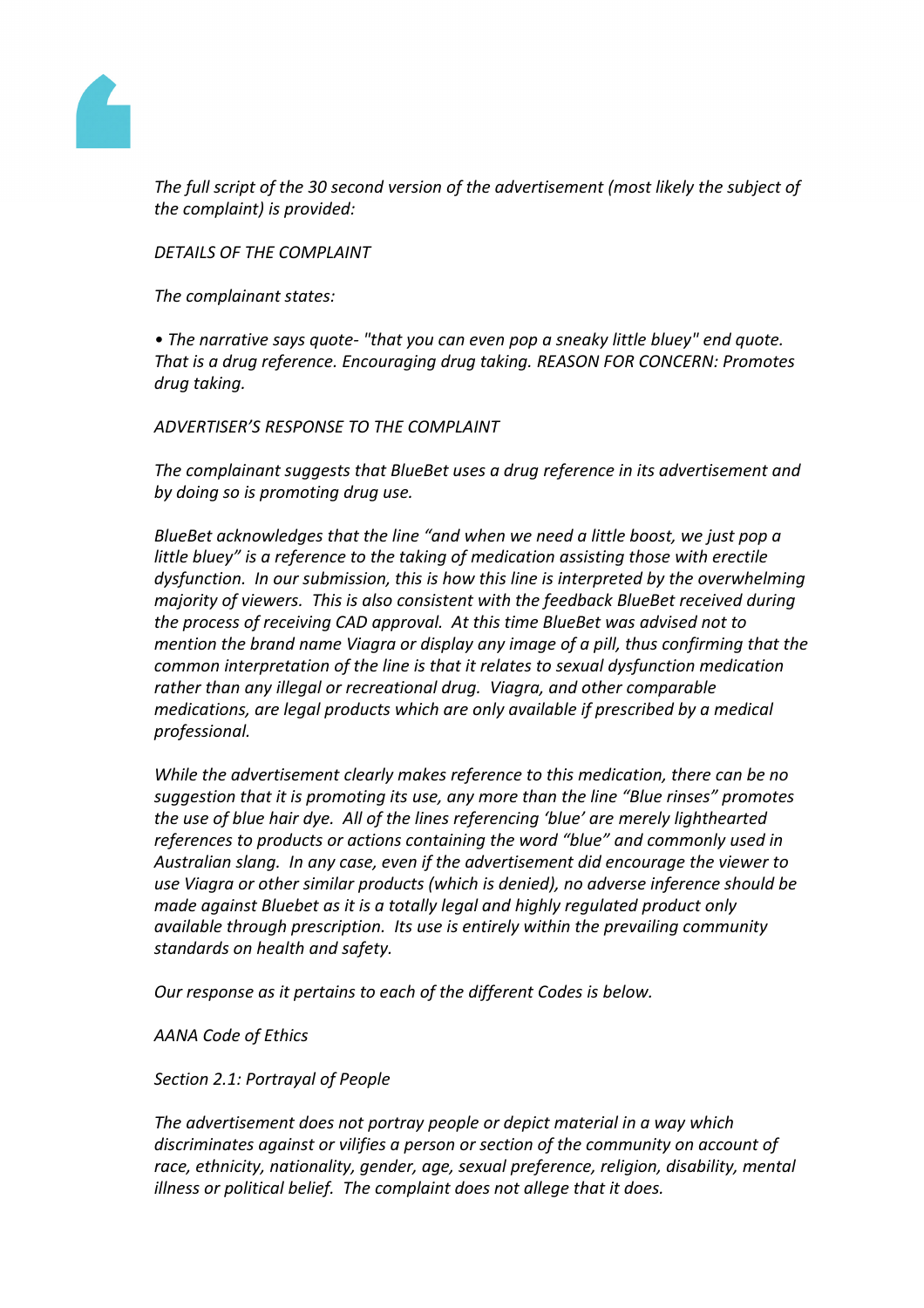*The full script of the 30 second version of the advertisement (most likely the subject of the complaint) is provided:*

*DETAILS OF THE COMPLAINT*

*The complainant states:*

*• The narrative says quote- "that you can even pop a sneaky little bluey" end quote. That is a drug reference. Encouraging drug taking. REASON FOR CONCERN: Promotes drug taking.*

*ADVERTISER'S RESPONSE TO THE COMPLAINT*

*The complainant suggests that BlueBet uses a drug reference in its advertisement and by doing so is promoting drug use.*

*BlueBet acknowledges that the line "and when we need a little boost, we just pop a little bluey" is a reference to the taking of medication assisting those with erectile dysfunction. In our submission, this is how this line is interpreted by the overwhelming majority of viewers. This is also consistent with the feedback BlueBet received during the process of receiving CAD approval. At this time BlueBet was advised not to mention the brand name Viagra or display any image of a pill, thus confirming that the common interpretation of the line is that it relates to sexual dysfunction medication rather than any illegal or recreational drug. Viagra, and other comparable medications, are legal products which are only available if prescribed by a medical professional.*

*While the advertisement clearly makes reference to this medication, there can be no suggestion that it is promoting its use, any more than the line "Blue rinses" promotes the use of blue hair dye. All of the lines referencing 'blue' are merely lighthearted references to products or actions containing the word "blue" and commonly used in Australian slang. In any case, even if the advertisement did encourage the viewer to use Viagra or other similar products (which is denied), no adverse inference should be made against Bluebet as it is a totally legal and highly regulated product only available through prescription. Its use is entirely within the prevailing community standards on health and safety.*

*Our response as it pertains to each of the different Codes is below.*

*AANA Code of Ethics*

*Section 2.1: Portrayal of People*

*The advertisement does not portray people or depict material in a way which discriminates against or vilifies a person or section of the community on account of race, ethnicity, nationality, gender, age, sexual preference, religion, disability, mental illness or political belief. The complaint does not allege that it does.*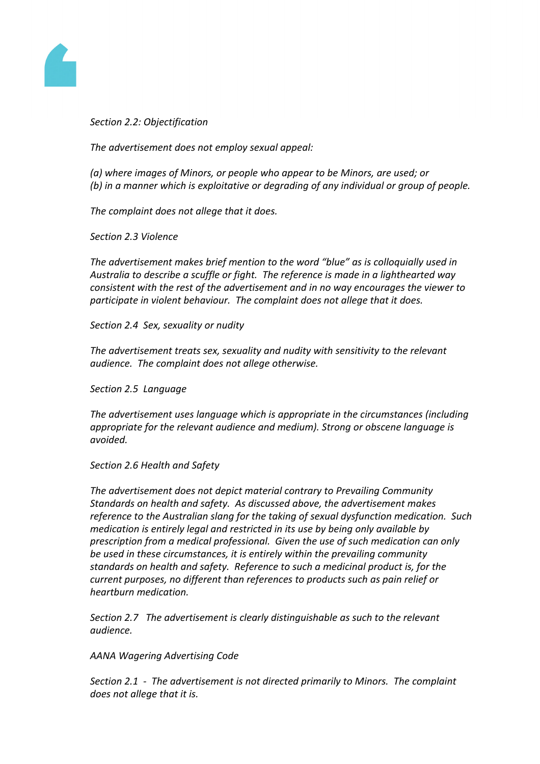*Section 2.2: Objectification*

*The advertisement does not employ sexual appeal:*

*(a) where images of Minors, or people who appear to be Minors, are used; or*
*(b) in a manner which is exploitative or degrading of any individual or group of people.*

*The complaint does not allege that it does.*

*Section 2.3 Violence*

*The advertisement makes brief mention to the word "blue" as is colloquially used in Australia to describe a scuffle or fight. The reference is made in a lighthearted way consistent with the rest of the advertisement and in no way encourages the viewer to participate in violent behaviour. The complaint does not allege that it does.*

*Section 2.4 Sex, sexuality or nudity*

*The advertisement treats sex, sexuality and nudity with sensitivity to the relevant audience. The complaint does not allege otherwise.*

*Section 2.5 Language*

*The advertisement uses language which is appropriate in the circumstances (including appropriate for the relevant audience and medium). Strong or obscene language is avoided.*

*Section 2.6 Health and Safety*

*The advertisement does not depict material contrary to Prevailing Community Standards on health and safety. As discussed above, the advertisement makes reference to the Australian slang for the taking of sexual dysfunction medication. Such medication is entirely legal and restricted in its use by being only available by prescription from a medical professional. Given the use of such medication can only be used in these circumstances, it is entirely within the prevailing community standards on health and safety. Reference to such a medicinal product is, for the current purposes, no different than references to products such as pain relief or heartburn medication.*

*Section 2.7 The advertisement is clearly distinguishable as such to the relevant audience.*

*AANA Wagering Advertising Code*

*Section 2.1 - The advertisement is not directed primarily to Minors. The complaint does not allege that it is.*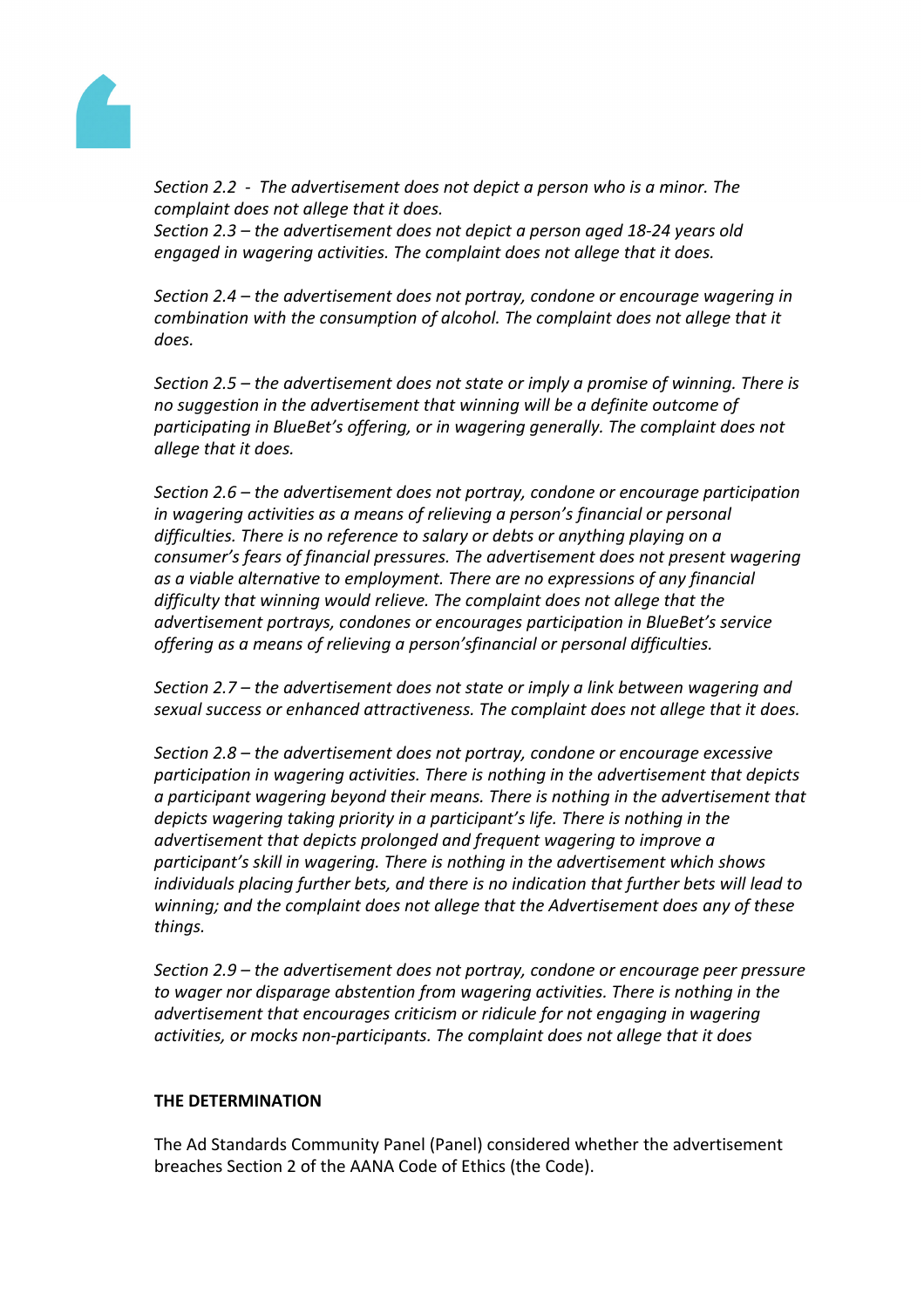*Section 2.2 - The advertisement does not depict a person who is a minor. The complaint does not allege that it does.*
*Section 2.3 – the advertisement does not depict a person aged 18-24 years old engaged in wagering activities. The complaint does not allege that it does.*

*Section 2.4 – the advertisement does not portray, condone or encourage wagering in combination with the consumption of alcohol. The complaint does not allege that it does.*

*Section 2.5 – the advertisement does not state or imply a promise of winning. There is no suggestion in the advertisement that winning will be a definite outcome of participating in BlueBet's offering, or in wagering generally. The complaint does not allege that it does.*

*Section 2.6 – the advertisement does not portray, condone or encourage participation in wagering activities as a means of relieving a person's financial or personal difficulties. There is no reference to salary or debts or anything playing on a consumer's fears of financial pressures. The advertisement does not present wagering as a viable alternative to employment. There are no expressions of any financial difficulty that winning would relieve. The complaint does not allege that the advertisement portrays, condones or encourages participation in BlueBet's service offering as a means of relieving a person'sfinancial or personal difficulties.*

*Section 2.7 – the advertisement does not state or imply a link between wagering and sexual success or enhanced attractiveness. The complaint does not allege that it does.*

*Section 2.8 – the advertisement does not portray, condone or encourage excessive participation in wagering activities. There is nothing in the advertisement that depicts a participant wagering beyond their means. There is nothing in the advertisement that depicts wagering taking priority in a participant's life. There is nothing in the advertisement that depicts prolonged and frequent wagering to improve a participant's skill in wagering. There is nothing in the advertisement which shows individuals placing further bets, and there is no indication that further bets will lead to winning; and the complaint does not allege that the Advertisement does any of these things.*

*Section 2.9 – the advertisement does not portray, condone or encourage peer pressure to wager nor disparage abstention from wagering activities. There is nothing in the advertisement that encourages criticism or ridicule for not engaging in wagering activities, or mocks non-participants. The complaint does not allege that it does*

**THE DETERMINATION**

The Ad Standards Community Panel (Panel) considered whether the advertisement breaches Section 2 of the AANA Code of Ethics (the Code).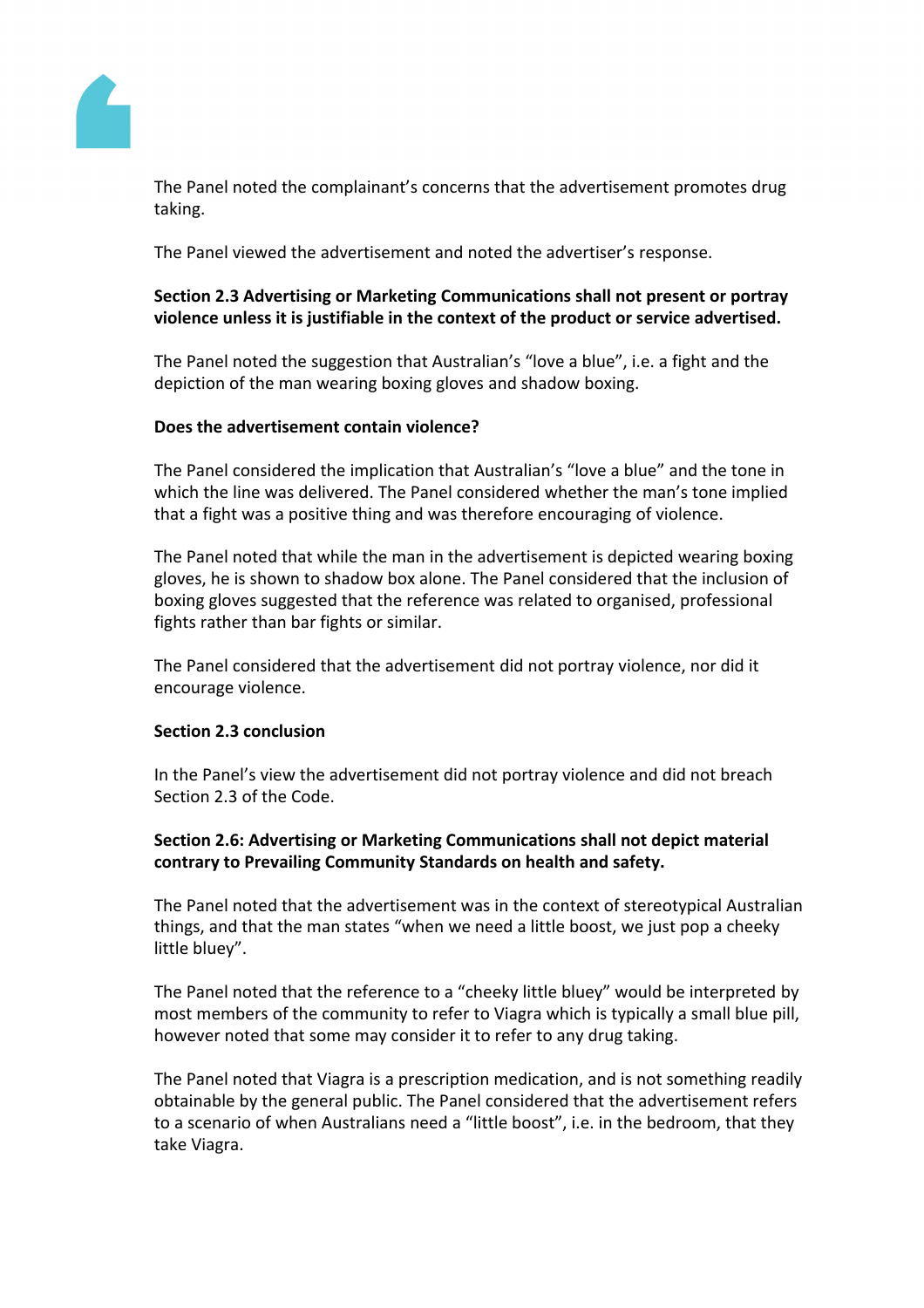The Panel noted the complainant's concerns that the advertisement promotes drug taking.

The Panel viewed the advertisement and noted the advertiser's response.

**Section 2.3 Advertising or Marketing Communications shall not present or portray violence unless it is justifiable in the context of the product or service advertised.**

The Panel noted the suggestion that Australian's "love a blue", i.e. a fight and the depiction of the man wearing boxing gloves and shadow boxing.

**Does the advertisement contain violence?**

The Panel considered the implication that Australian's "love a blue" and the tone in which the line was delivered. The Panel considered whether the man's tone implied that a fight was a positive thing and was therefore encouraging of violence.

The Panel noted that while the man in the advertisement is depicted wearing boxing gloves, he is shown to shadow box alone. The Panel considered that the inclusion of boxing gloves suggested that the reference was related to organised, professional fights rather than bar fights or similar.

The Panel considered that the advertisement did not portray violence, nor did it encourage violence.

**Section 2.3 conclusion**

In the Panel's view the advertisement did not portray violence and did not breach Section 2.3 of the Code.

**Section 2.6: Advertising or Marketing Communications shall not depict material contrary to Prevailing Community Standards on health and safety.**

The Panel noted that the advertisement was in the context of stereotypical Australian things, and that the man states "when we need a little boost, we just pop a cheeky little bluey".

The Panel noted that the reference to a "cheeky little bluey" would be interpreted by most members of the community to refer to Viagra which is typically a small blue pill, however noted that some may consider it to refer to any drug taking.

The Panel noted that Viagra is a prescription medication, and is not something readily obtainable by the general public. The Panel considered that the advertisement refers to a scenario of when Australians need a "little boost", i.e. in the bedroom, that they take Viagra.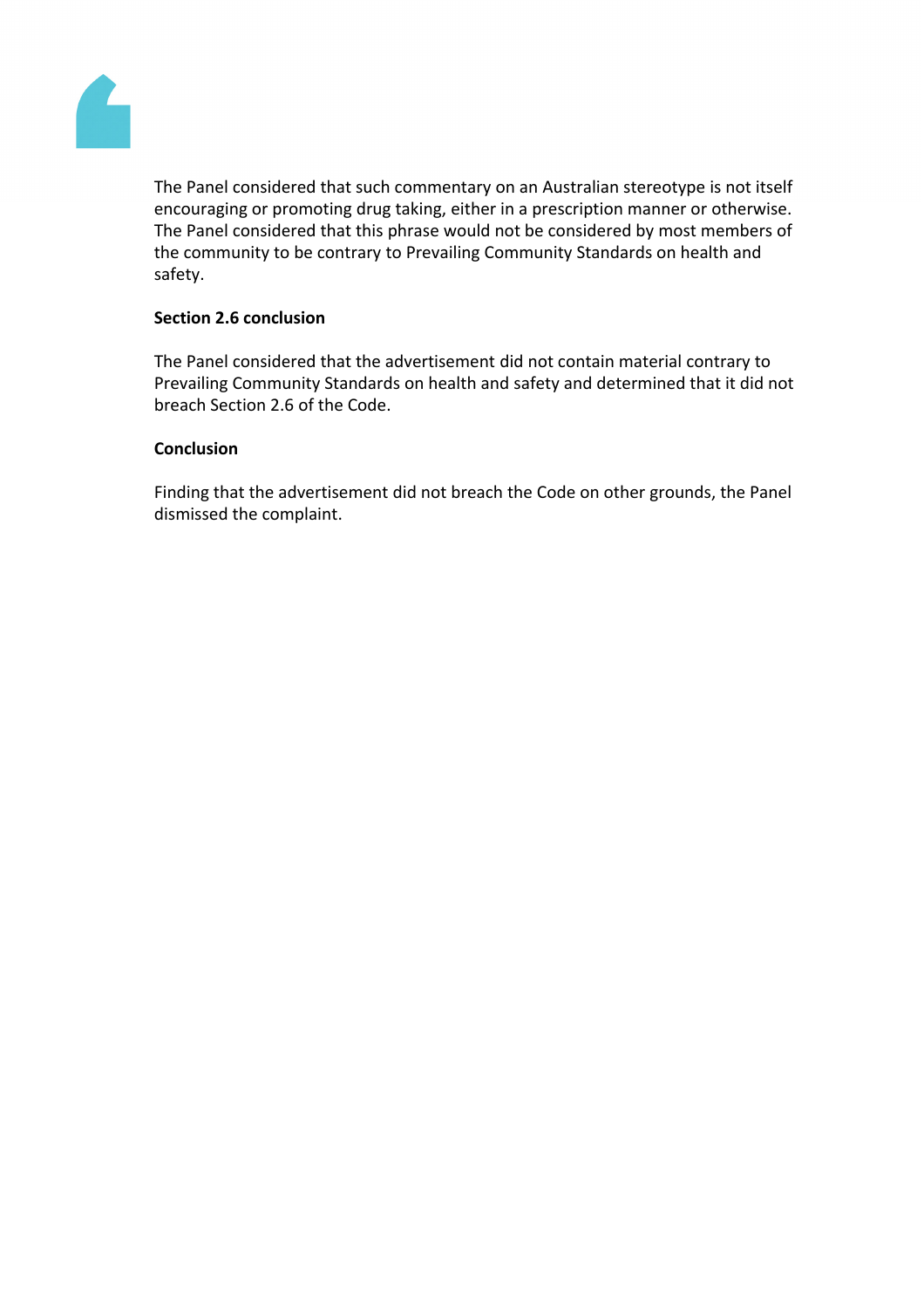The Panel considered that such commentary on an Australian stereotype is not itself encouraging or promoting drug taking, either in a prescription manner or otherwise. The Panel considered that this phrase would not be considered by most members of the community to be contrary to Prevailing Community Standards on health and safety.

**Section 2.6 conclusion**

The Panel considered that the advertisement did not contain material contrary to Prevailing Community Standards on health and safety and determined that it did not breach Section 2.6 of the Code.

**Conclusion**

Finding that the advertisement did not breach the Code on other grounds, the Panel dismissed the complaint.